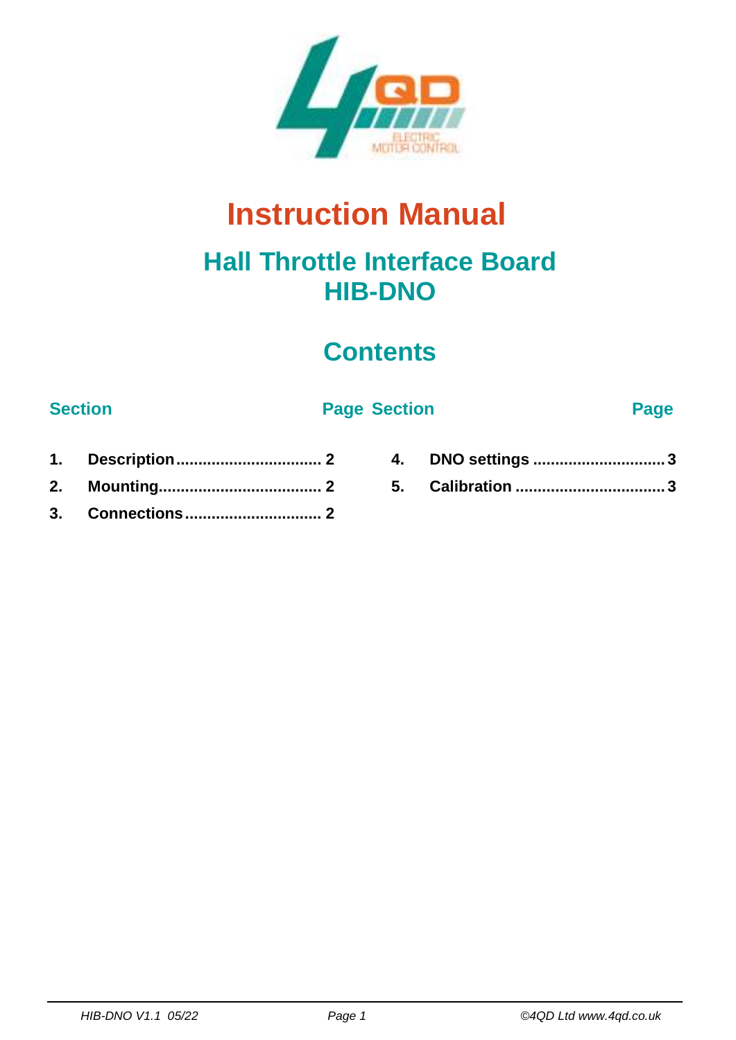# Instruction Manual

## Hall Throttle Interface Board
## HIB-DNO

## Contents

| Section | | Page | Section | | Page |
|---|---|---|---|---|---|
| **1.** | **Description** | **2** | **4.** | **DNO settings** | **3** |
| **2.** | **Mounting** | **2** | **5.** | **Calibration** | **3** |
| **3.** | **Connections** | **2** | | | |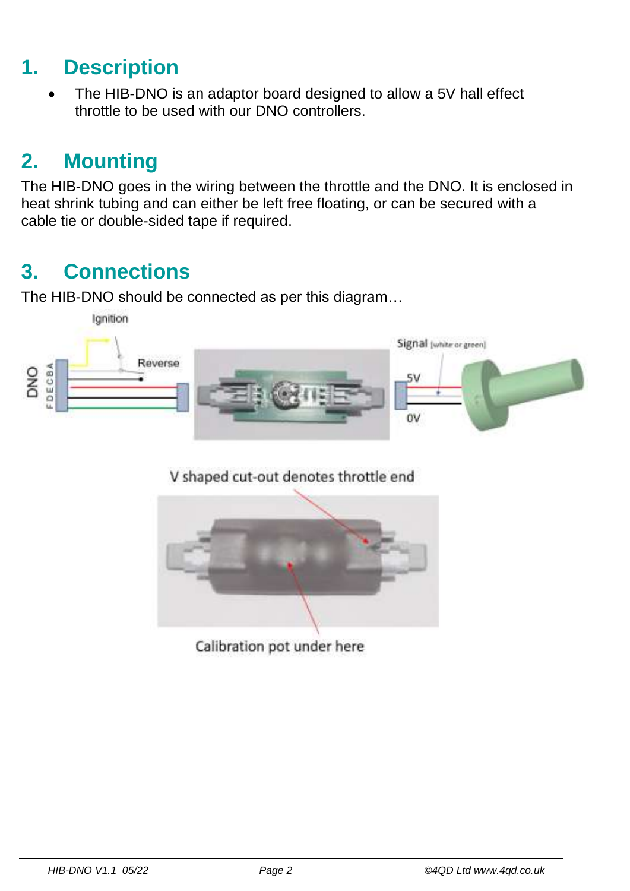# 1. Description

- The HIB-DNO is an adaptor board designed to allow a 5V hall effect throttle to be used with our DNO controllers.

# 2. Mounting

The HIB-DNO goes in the wiring between the throttle and the DNO. It is enclosed in heat shrink tubing and can either be left free floating, or can be secured with a cable tie or double-sided tape if required.

# 3. Connections

The HIB-DNO should be connected as per this diagram…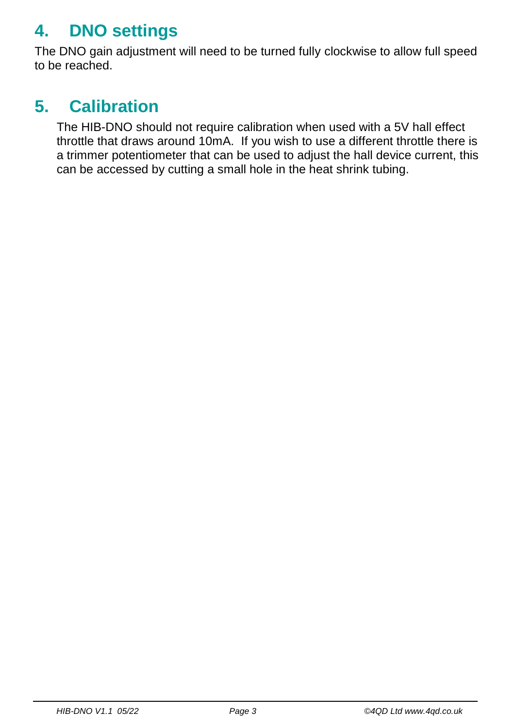## 4. DNO settings

The DNO gain adjustment will need to be turned fully clockwise to allow full speed to be reached.

## 5. Calibration

The HIB-DNO should not require calibration when used with a 5V hall effect throttle that draws around 10mA. If you wish to use a different throttle there is a trimmer potentiometer that can be used to adjust the hall device current, this can be accessed by cutting a small hole in the heat shrink tubing.